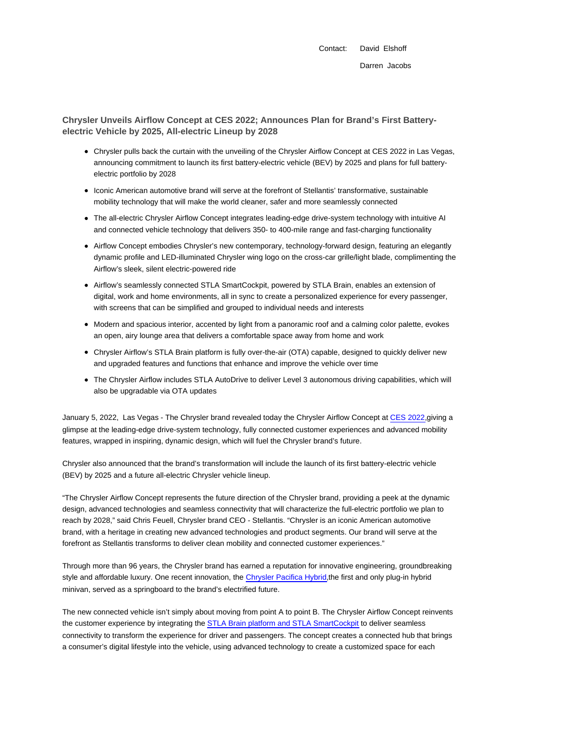Contact: David Elshoff

Darren Jacobs

## Chrysler Unveils Airflow Concept at CES 2022; Announces Plan for Brand's First Battery-electric Vehicle by 2025, All-electric Lineup by 2028

- Chrysler pulls back the curtain with the unveiling of the Chrysler Airflow Concept at CES 2022 in Las Vegas, announcing commitment to launch its first battery-electric vehicle (BEV) by 2025 and plans for full battery-electric portfolio by 2028
- Iconic American automotive brand will serve at the forefront of Stellantis' transformative, sustainable mobility technology that will make the world cleaner, safer and more seamlessly connected
- The all-electric Chrysler Airflow Concept integrates leading-edge drive-system technology with intuitive AI and connected vehicle technology that delivers 350- to 400-mile range and fast-charging functionality
- Airflow Concept embodies Chrysler's new contemporary, technology-forward design, featuring an elegantly dynamic profile and LED-illuminated Chrysler wing logo on the cross-car grille/light blade, complimenting the Airflow's sleek, silent electric-powered ride
- Airflow's seamlessly connected STLA SmartCockpit, powered by STLA Brain, enables an extension of digital, work and home environments, all in sync to create a personalized experience for every passenger, with screens that can be simplified and grouped to individual needs and interests
- Modern and spacious interior, accented by light from a panoramic roof and a calming color palette, evokes an open, airy lounge area that delivers a comfortable space away from home and work
- Chrysler Airflow's STLA Brain platform is fully over-the-air (OTA) capable, designed to quickly deliver new and upgraded features and functions that enhance and improve the vehicle over time
- The Chrysler Airflow includes STLA AutoDrive to deliver Level 3 autonomous driving capabilities, which will also be upgradable via OTA updates

January 5, 2022, Las Vegas - The Chrysler brand revealed today the Chrysler Airflow Concept at CES 2022,giving a glimpse at the leading-edge drive-system technology, fully connected customer experiences and advanced mobility features, wrapped in inspiring, dynamic design, which will fuel the Chrysler brand's future.

Chrysler also announced that the brand's transformation will include the launch of its first battery-electric vehicle (BEV) by 2025 and a future all-electric Chrysler vehicle lineup.

"The Chrysler Airflow Concept represents the future direction of the Chrysler brand, providing a peek at the dynamic design, advanced technologies and seamless connectivity that will characterize the full-electric portfolio we plan to reach by 2028," said Chris Feuell, Chrysler brand CEO - Stellantis. "Chrysler is an iconic American automotive brand, with a heritage in creating new advanced technologies and product segments. Our brand will serve at the forefront as Stellantis transforms to deliver clean mobility and connected customer experiences."

Through more than 96 years, the Chrysler brand has earned a reputation for innovative engineering, groundbreaking style and affordable luxury. One recent innovation, the Chrysler Pacifica Hybrid,the first and only plug-in hybrid minivan, served as a springboard to the brand's electrified future.

The new connected vehicle isn't simply about moving from point A to point B. The Chrysler Airflow Concept reinvents the customer experience by integrating the STLA Brain platform and STLA SmartCockpit to deliver seamless connectivity to transform the experience for driver and passengers. The concept creates a connected hub that brings a consumer's digital lifestyle into the vehicle, using advanced technology to create a customized space for each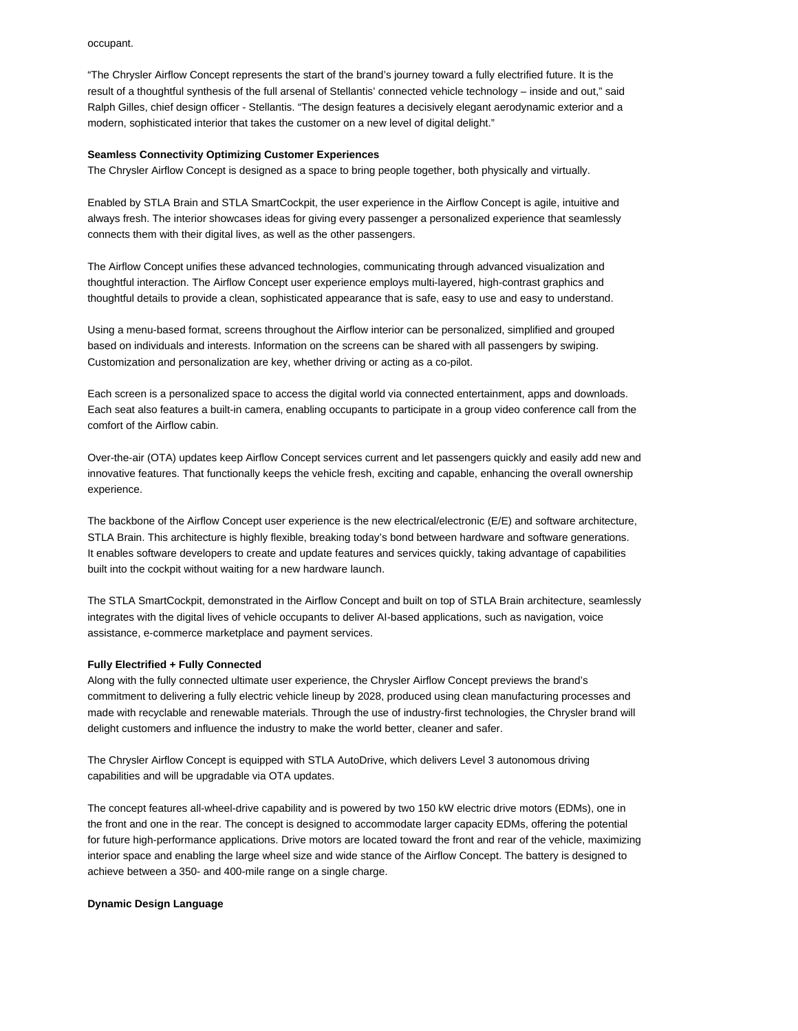occupant.

"The Chrysler Airflow Concept represents the start of the brand's journey toward a fully electrified future. It is the result of a thoughtful synthesis of the full arsenal of Stellantis' connected vehicle technology – inside and out," said Ralph Gilles, chief design officer - Stellantis. "The design features a decisively elegant aerodynamic exterior and a modern, sophisticated interior that takes the customer on a new level of digital delight."

**Seamless Connectivity Optimizing Customer Experiences**

The Chrysler Airflow Concept is designed as a space to bring people together, both physically and virtually.

Enabled by STLA Brain and STLA SmartCockpit, the user experience in the Airflow Concept is agile, intuitive and always fresh. The interior showcases ideas for giving every passenger a personalized experience that seamlessly connects them with their digital lives, as well as the other passengers.

The Airflow Concept unifies these advanced technologies, communicating through advanced visualization and thoughtful interaction. The Airflow Concept user experience employs multi-layered, high-contrast graphics and thoughtful details to provide a clean, sophisticated appearance that is safe, easy to use and easy to understand.

Using a menu-based format, screens throughout the Airflow interior can be personalized, simplified and grouped based on individuals and interests. Information on the screens can be shared with all passengers by swiping. Customization and personalization are key, whether driving or acting as a co-pilot.

Each screen is a personalized space to access the digital world via connected entertainment, apps and downloads. Each seat also features a built-in camera, enabling occupants to participate in a group video conference call from the comfort of the Airflow cabin.

Over-the-air (OTA) updates keep Airflow Concept services current and let passengers quickly and easily add new and innovative features. That functionally keeps the vehicle fresh, exciting and capable, enhancing the overall ownership experience.

The backbone of the Airflow Concept user experience is the new electrical/electronic (E/E) and software architecture, STLA Brain. This architecture is highly flexible, breaking today's bond between hardware and software generations. It enables software developers to create and update features and services quickly, taking advantage of capabilities built into the cockpit without waiting for a new hardware launch.

The STLA SmartCockpit, demonstrated in the Airflow Concept and built on top of STLA Brain architecture, seamlessly integrates with the digital lives of vehicle occupants to deliver AI-based applications, such as navigation, voice assistance, e-commerce marketplace and payment services.

**Fully Electrified + Fully Connected**

Along with the fully connected ultimate user experience, the Chrysler Airflow Concept previews the brand's commitment to delivering a fully electric vehicle lineup by 2028, produced using clean manufacturing processes and made with recyclable and renewable materials. Through the use of industry-first technologies, the Chrysler brand will delight customers and influence the industry to make the world better, cleaner and safer.

The Chrysler Airflow Concept is equipped with STLA AutoDrive, which delivers Level 3 autonomous driving capabilities and will be upgradable via OTA updates.

The concept features all-wheel-drive capability and is powered by two 150 kW electric drive motors (EDMs), one in the front and one in the rear. The concept is designed to accommodate larger capacity EDMs, offering the potential for future high-performance applications. Drive motors are located toward the front and rear of the vehicle, maximizing interior space and enabling the large wheel size and wide stance of the Airflow Concept. The battery is designed to achieve between a 350- and 400-mile range on a single charge.

**Dynamic Design Language**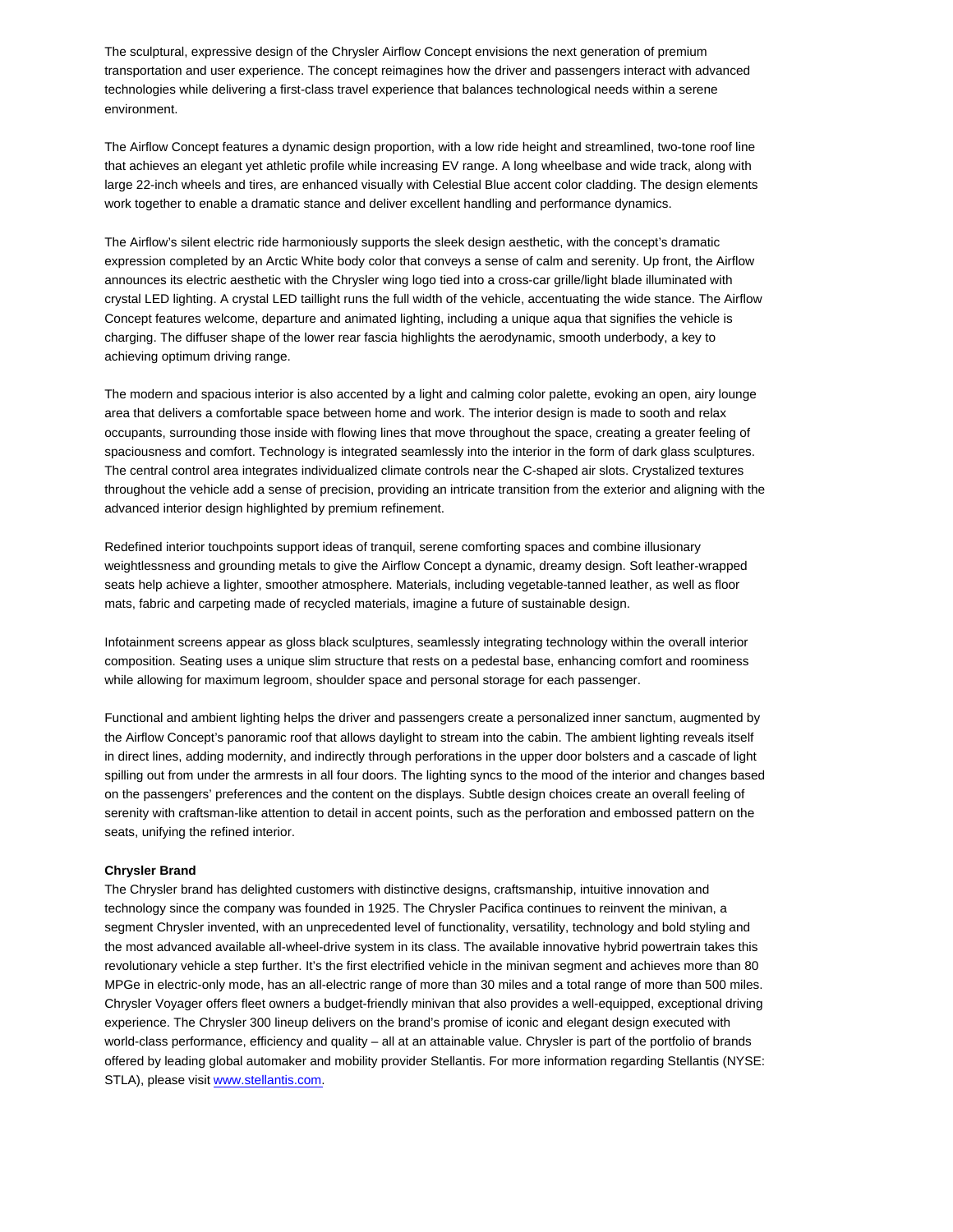The sculptural, expressive design of the Chrysler Airflow Concept envisions the next generation of premium transportation and user experience. The concept reimagines how the driver and passengers interact with advanced technologies while delivering a first-class travel experience that balances technological needs within a serene environment.

The Airflow Concept features a dynamic design proportion, with a low ride height and streamlined, two-tone roof line that achieves an elegant yet athletic profile while increasing EV range. A long wheelbase and wide track, along with large 22-inch wheels and tires, are enhanced visually with Celestial Blue accent color cladding. The design elements work together to enable a dramatic stance and deliver excellent handling and performance dynamics.

The Airflow's silent electric ride harmoniously supports the sleek design aesthetic, with the concept's dramatic expression completed by an Arctic White body color that conveys a sense of calm and serenity. Up front, the Airflow announces its electric aesthetic with the Chrysler wing logo tied into a cross-car grille/light blade illuminated with crystal LED lighting. A crystal LED taillight runs the full width of the vehicle, accentuating the wide stance. The Airflow Concept features welcome, departure and animated lighting, including a unique aqua that signifies the vehicle is charging. The diffuser shape of the lower rear fascia highlights the aerodynamic, smooth underbody, a key to achieving optimum driving range.

The modern and spacious interior is also accented by a light and calming color palette, evoking an open, airy lounge area that delivers a comfortable space between home and work. The interior design is made to sooth and relax occupants, surrounding those inside with flowing lines that move throughout the space, creating a greater feeling of spaciousness and comfort. Technology is integrated seamlessly into the interior in the form of dark glass sculptures. The central control area integrates individualized climate controls near the C-shaped air slots. Crystalized textures throughout the vehicle add a sense of precision, providing an intricate transition from the exterior and aligning with the advanced interior design highlighted by premium refinement.

Redefined interior touchpoints support ideas of tranquil, serene comforting spaces and combine illusionary weightlessness and grounding metals to give the Airflow Concept a dynamic, dreamy design. Soft leather-wrapped seats help achieve a lighter, smoother atmosphere. Materials, including vegetable-tanned leather, as well as floor mats, fabric and carpeting made of recycled materials, imagine a future of sustainable design.

Infotainment screens appear as gloss black sculptures, seamlessly integrating technology within the overall interior composition. Seating uses a unique slim structure that rests on a pedestal base, enhancing comfort and roominess while allowing for maximum legroom, shoulder space and personal storage for each passenger.

Functional and ambient lighting helps the driver and passengers create a personalized inner sanctum, augmented by the Airflow Concept's panoramic roof that allows daylight to stream into the cabin. The ambient lighting reveals itself in direct lines, adding modernity, and indirectly through perforations in the upper door bolsters and a cascade of light spilling out from under the armrests in all four doors. The lighting syncs to the mood of the interior and changes based on the passengers' preferences and the content on the displays. Subtle design choices create an overall feeling of serenity with craftsman-like attention to detail in accent points, such as the perforation and embossed pattern on the seats, unifying the refined interior.

**Chrysler Brand**

The Chrysler brand has delighted customers with distinctive designs, craftsmanship, intuitive innovation and technology since the company was founded in 1925. The Chrysler Pacifica continues to reinvent the minivan, a segment Chrysler invented, with an unprecedented level of functionality, versatility, technology and bold styling and the most advanced available all-wheel-drive system in its class. The available innovative hybrid powertrain takes this revolutionary vehicle a step further. It's the first electrified vehicle in the minivan segment and achieves more than 80 MPGe in electric-only mode, has an all-electric range of more than 30 miles and a total range of more than 500 miles. Chrysler Voyager offers fleet owners a budget-friendly minivan that also provides a well-equipped, exceptional driving experience. The Chrysler 300 lineup delivers on the brand's promise of iconic and elegant design executed with world-class performance, efficiency and quality – all at an attainable value. Chrysler is part of the portfolio of brands offered by leading global automaker and mobility provider Stellantis. For more information regarding Stellantis (NYSE: STLA), please visit [www.stellantis.com](http://www.stellantis.com).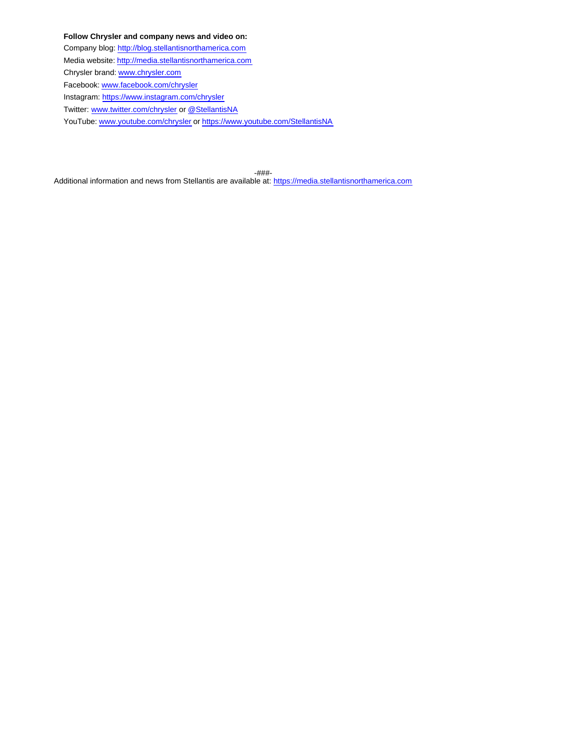**Follow Chrysler and company news and video on:**

Company blog: http://blog.stellantisnorthamerica.com

Media website: http://media.stellantisnorthamerica.com

Chrysler brand: www.chrysler.com

Facebook: www.facebook.com/chrysler

Instagram: https://www.instagram.com/chrysler

Twitter: www.twitter.com/chrysler or @StellantisNA

YouTube: www.youtube.com/chrysler or https://www.youtube.com/StellantisNA

-###-

Additional information and news from Stellantis are available at: https://media.stellantisnorthamerica.com